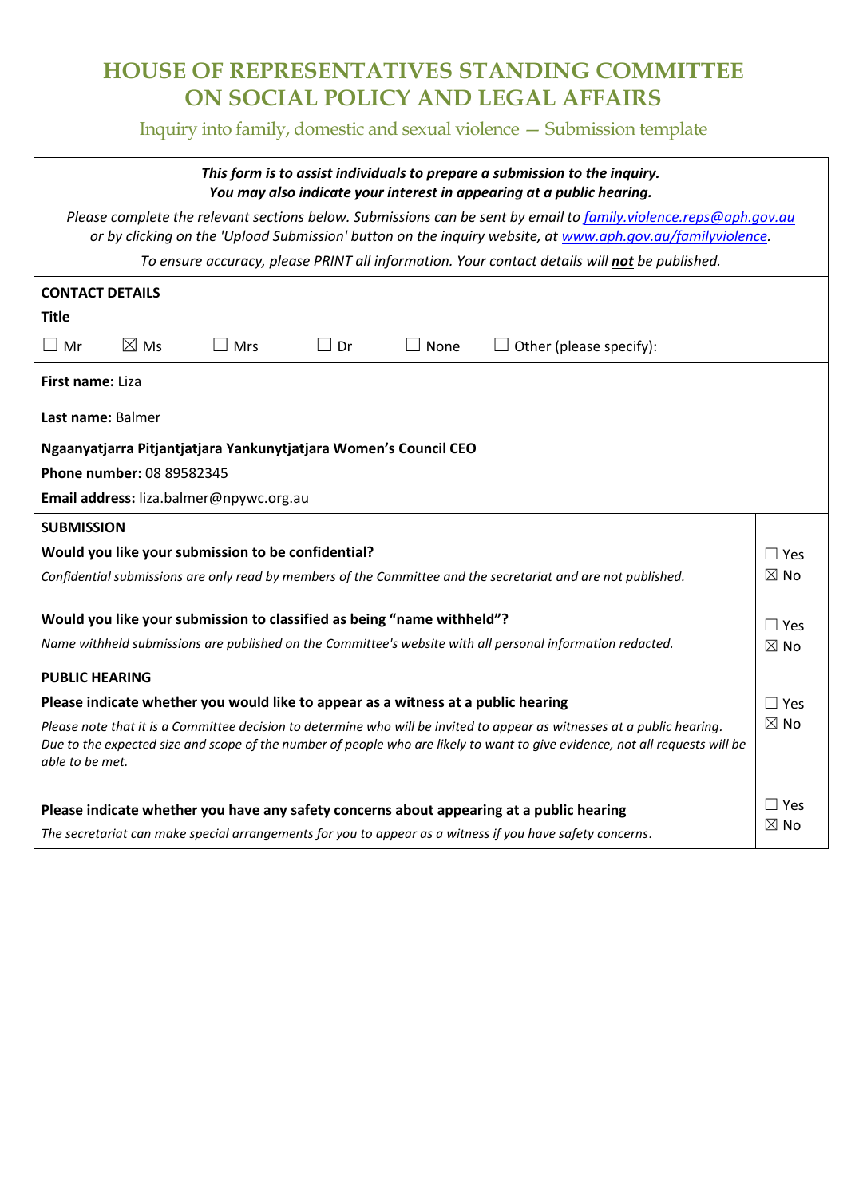# HOUSE OF REPRESENTATIVES STANDING COMMITTEE ON SOCIAL POLICY AND LEGAL AFFAIRS

Inquiry into family, domestic and sexual violence — Submission template

***This form is to assist individuals to prepare a submission to the inquiry.***
***You may also indicate your interest in appearing at a public hearing.***

*Please complete the relevant sections below. Submissions can be sent by email to [family.violence.reps@aph.gov.au](mailto:family.violence.reps@aph.gov.au) or by clicking on the 'Upload Submission' button on the inquiry website, at [www.aph.gov.au/familyviolence](http://www.aph.gov.au/familyviolence).*

*To ensure accuracy, please PRINT all information. Your contact details will **not** be published.*

**CONTACT DETAILS**

**Title**

☐ Mr ☒ Ms ☐ Mrs ☐ Dr ☐ None ☐ Other (please specify):

**First name:** Liza

**Last name:** Balmer

**Ngaanyatjarra Pitjantjatjara Yankunytjatjara Women's Council CEO**

**Phone number:** 08 89582345

**Email address:** liza.balmer@npywc.org.au

**SUBMISSION**

**Would you like your submission to be confidential?** ☐ Yes ☒ No

*Confidential submissions are only read by members of the Committee and the secretariat and are not published.*

**Would you like your submission to classified as being "name withheld"?** ☐ Yes ☒ No

*Name withheld submissions are published on the Committee's website with all personal information redacted.*

**PUBLIC HEARING**

**Please indicate whether you would like to appear as a witness at a public hearing** ☐ Yes ☒ No

*Please note that it is a Committee decision to determine who will be invited to appear as witnesses at a public hearing. Due to the expected size and scope of the number of people who are likely to want to give evidence, not all requests will be able to be met.*

**Please indicate whether you have any safety concerns about appearing at a public hearing** ☐ Yes ☒ No

*The secretariat can make special arrangements for you to appear as a witness if you have safety concerns.*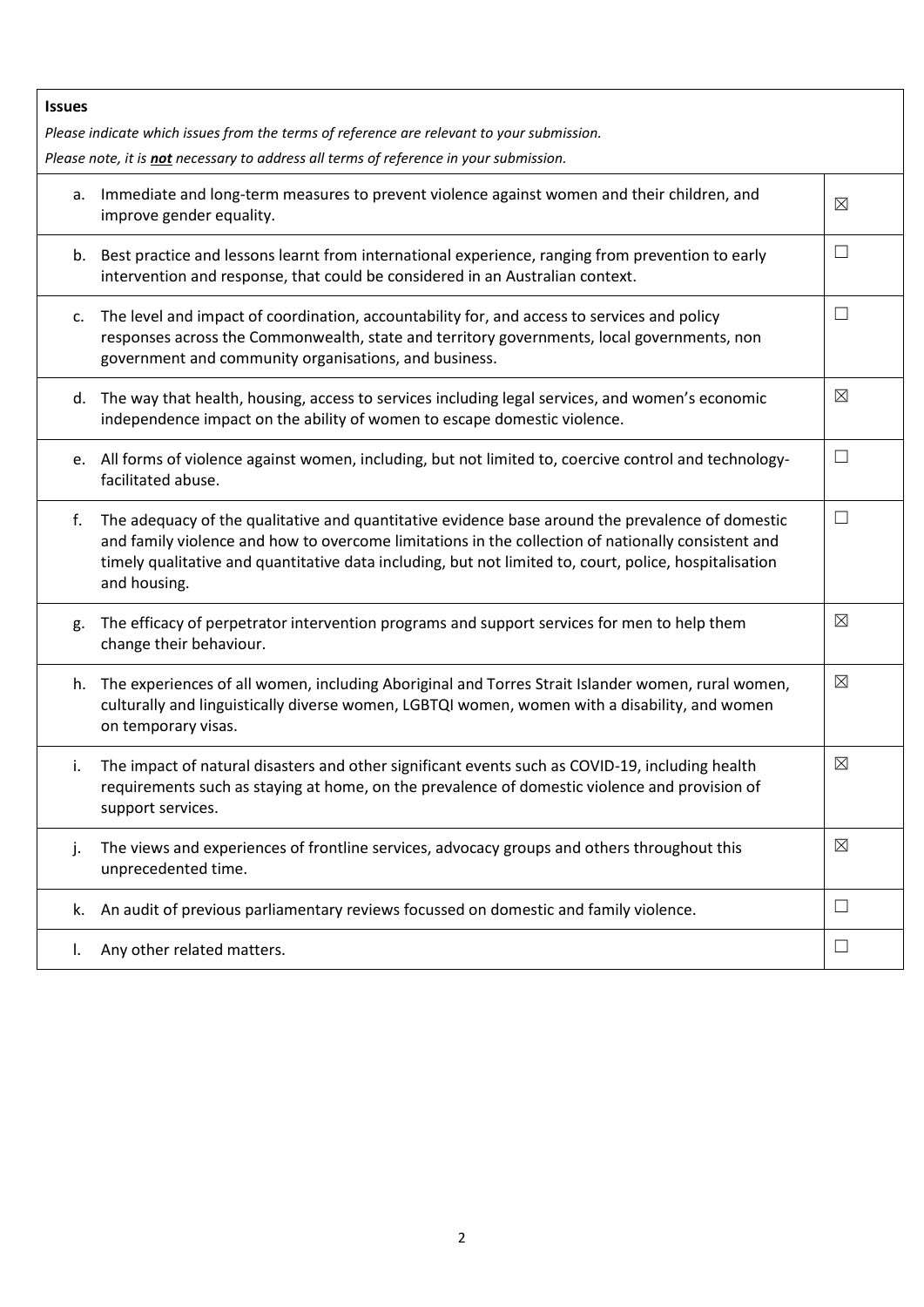**Issues**

*Please indicate which issues from the terms of reference are relevant to your submission.*

*Please note, it is **not** necessary to address all terms of reference in your submission.*

| | | |
|---|---|---|
| a. | Immediate and long-term measures to prevent violence against women and their children, and improve gender equality. | ☒ |
| b. | Best practice and lessons learnt from international experience, ranging from prevention to early intervention and response, that could be considered in an Australian context. | ☐ |
| c. | The level and impact of coordination, accountability for, and access to services and policy responses across the Commonwealth, state and territory governments, local governments, non government and community organisations, and business. | ☐ |
| d. | The way that health, housing, access to services including legal services, and women's economic independence impact on the ability of women to escape domestic violence. | ☒ |
| e. | All forms of violence against women, including, but not limited to, coercive control and technology-facilitated abuse. | ☐ |
| f. | The adequacy of the qualitative and quantitative evidence base around the prevalence of domestic and family violence and how to overcome limitations in the collection of nationally consistent and timely qualitative and quantitative data including, but not limited to, court, police, hospitalisation and housing. | ☐ |
| g. | The efficacy of perpetrator intervention programs and support services for men to help them change their behaviour. | ☒ |
| h. | The experiences of all women, including Aboriginal and Torres Strait Islander women, rural women, culturally and linguistically diverse women, LGBTQI women, women with a disability, and women on temporary visas. | ☒ |
| i. | The impact of natural disasters and other significant events such as COVID-19, including health requirements such as staying at home, on the prevalence of domestic violence and provision of support services. | ☒ |
| j. | The views and experiences of frontline services, advocacy groups and others throughout this unprecedented time. | ☒ |
| k. | An audit of previous parliamentary reviews focussed on domestic and family violence. | ☐ |
| l. | Any other related matters. | ☐ |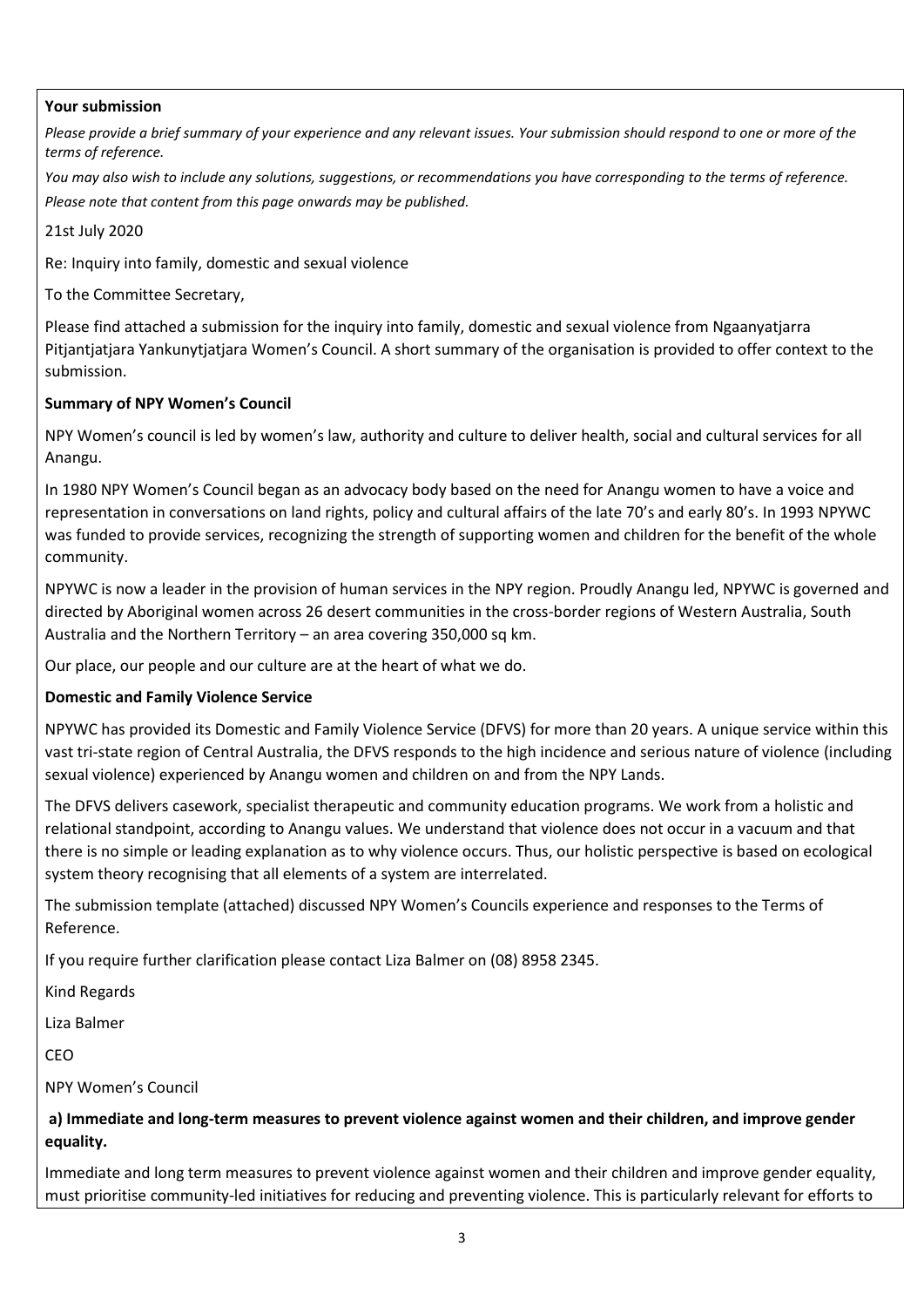**Your submission**

*Please provide a brief summary of your experience and any relevant issues. Your submission should respond to one or more of the terms of reference.*

*You may also wish to include any solutions, suggestions, or recommendations you have corresponding to the terms of reference.*

*Please note that content from this page onwards may be published.*

21st July 2020

Re: Inquiry into family, domestic and sexual violence

To the Committee Secretary,

Please find attached a submission for the inquiry into family, domestic and sexual violence from Ngaanyatjarra Pitjantjatjara Yankunytjatjara Women's Council. A short summary of the organisation is provided to offer context to the submission.

**Summary of NPY Women's Council**

NPY Women's council is led by women's law, authority and culture to deliver health, social and cultural services for all Anangu.

In 1980 NPY Women's Council began as an advocacy body based on the need for Anangu women to have a voice and representation in conversations on land rights, policy and cultural affairs of the late 70's and early 80's. In 1993 NPYWC was funded to provide services, recognizing the strength of supporting women and children for the benefit of the whole community.

NPYWC is now a leader in the provision of human services in the NPY region. Proudly Anangu led, NPYWC is governed and directed by Aboriginal women across 26 desert communities in the cross-border regions of Western Australia, South Australia and the Northern Territory – an area covering 350,000 sq km.

Our place, our people and our culture are at the heart of what we do.

**Domestic and Family Violence Service**

NPYWC has provided its Domestic and Family Violence Service (DFVS) for more than 20 years. A unique service within this vast tri-state region of Central Australia, the DFVS responds to the high incidence and serious nature of violence (including sexual violence) experienced by Anangu women and children on and from the NPY Lands.

The DFVS delivers casework, specialist therapeutic and community education programs. We work from a holistic and relational standpoint, according to Anangu values. We understand that violence does not occur in a vacuum and that there is no simple or leading explanation as to why violence occurs. Thus, our holistic perspective is based on ecological system theory recognising that all elements of a system are interrelated.

The submission template (attached) discussed NPY Women's Councils experience and responses to the Terms of Reference.

If you require further clarification please contact Liza Balmer on (08) 8958 2345.

Kind Regards

Liza Balmer

CEO

NPY Women's Council

**a) Immediate and long-term measures to prevent violence against women and their children, and improve gender equality.**

Immediate and long term measures to prevent violence against women and their children and improve gender equality, must prioritise community-led initiatives for reducing and preventing violence. This is particularly relevant for efforts to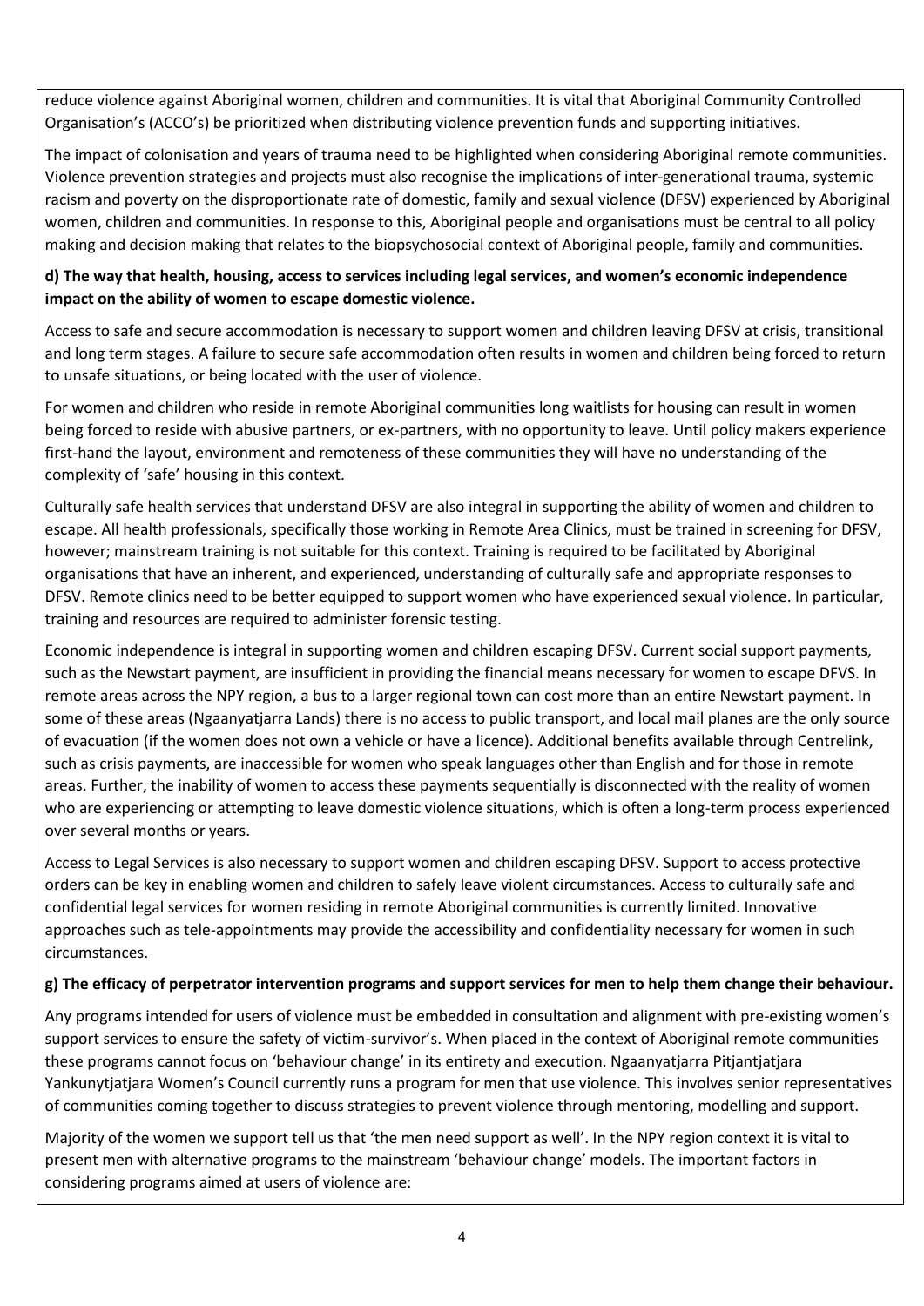reduce violence against Aboriginal women, children and communities. It is vital that Aboriginal Community Controlled Organisation's (ACCO's) be prioritized when distributing violence prevention funds and supporting initiatives.

The impact of colonisation and years of trauma need to be highlighted when considering Aboriginal remote communities. Violence prevention strategies and projects must also recognise the implications of inter-generational trauma, systemic racism and poverty on the disproportionate rate of domestic, family and sexual violence (DFSV) experienced by Aboriginal women, children and communities. In response to this, Aboriginal people and organisations must be central to all policy making and decision making that relates to the biopsychosocial context of Aboriginal people, family and communities.

**d) The way that health, housing, access to services including legal services, and women's economic independence impact on the ability of women to escape domestic violence.**

Access to safe and secure accommodation is necessary to support women and children leaving DFSV at crisis, transitional and long term stages. A failure to secure safe accommodation often results in women and children being forced to return to unsafe situations, or being located with the user of violence.

For women and children who reside in remote Aboriginal communities long waitlists for housing can result in women being forced to reside with abusive partners, or ex-partners, with no opportunity to leave. Until policy makers experience first-hand the layout, environment and remoteness of these communities they will have no understanding of the complexity of 'safe' housing in this context.

Culturally safe health services that understand DFSV are also integral in supporting the ability of women and children to escape. All health professionals, specifically those working in Remote Area Clinics, must be trained in screening for DFSV, however; mainstream training is not suitable for this context. Training is required to be facilitated by Aboriginal organisations that have an inherent, and experienced, understanding of culturally safe and appropriate responses to DFSV. Remote clinics need to be better equipped to support women who have experienced sexual violence. In particular, training and resources are required to administer forensic testing.

Economic independence is integral in supporting women and children escaping DFSV. Current social support payments, such as the Newstart payment, are insufficient in providing the financial means necessary for women to escape DFVS. In remote areas across the NPY region, a bus to a larger regional town can cost more than an entire Newstart payment. In some of these areas (Ngaanyatjarra Lands) there is no access to public transport, and local mail planes are the only source of evacuation (if the women does not own a vehicle or have a licence). Additional benefits available through Centrelink, such as crisis payments, are inaccessible for women who speak languages other than English and for those in remote areas. Further, the inability of women to access these payments sequentially is disconnected with the reality of women who are experiencing or attempting to leave domestic violence situations, which is often a long-term process experienced over several months or years.

Access to Legal Services is also necessary to support women and children escaping DFSV. Support to access protective orders can be key in enabling women and children to safely leave violent circumstances. Access to culturally safe and confidential legal services for women residing in remote Aboriginal communities is currently limited. Innovative approaches such as tele-appointments may provide the accessibility and confidentiality necessary for women in such circumstances.

**g) The efficacy of perpetrator intervention programs and support services for men to help them change their behaviour.**

Any programs intended for users of violence must be embedded in consultation and alignment with pre-existing women's support services to ensure the safety of victim-survivor's. When placed in the context of Aboriginal remote communities these programs cannot focus on 'behaviour change' in its entirety and execution. Ngaanyatjarra Pitjantjatjara Yankunytjatjara Women's Council currently runs a program for men that use violence. This involves senior representatives of communities coming together to discuss strategies to prevent violence through mentoring, modelling and support.

Majority of the women we support tell us that 'the men need support as well'. In the NPY region context it is vital to present men with alternative programs to the mainstream 'behaviour change' models. The important factors in considering programs aimed at users of violence are: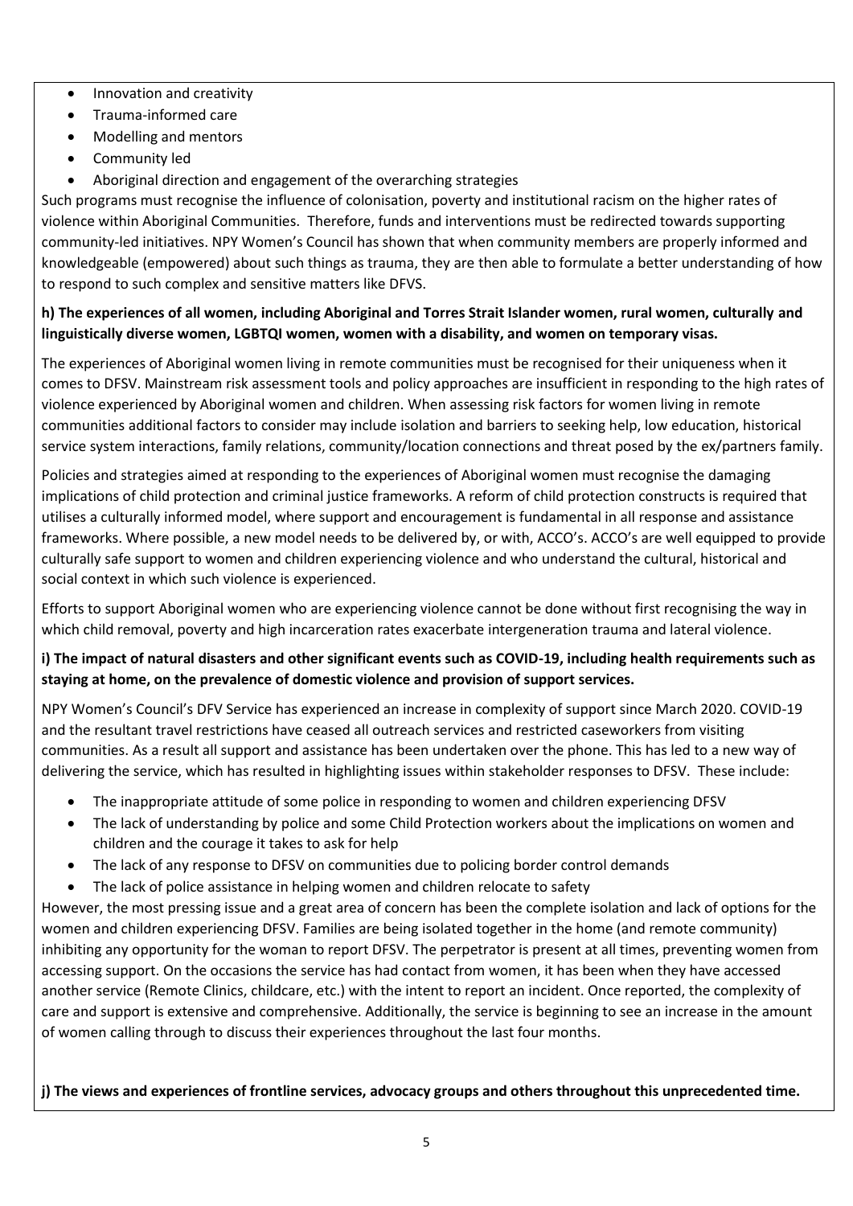- Innovation and creativity
- Trauma-informed care
- Modelling and mentors
- Community led
- Aboriginal direction and engagement of the overarching strategies

Such programs must recognise the influence of colonisation, poverty and institutional racism on the higher rates of violence within Aboriginal Communities. Therefore, funds and interventions must be redirected towards supporting community-led initiatives. NPY Women's Council has shown that when community members are properly informed and knowledgeable (empowered) about such things as trauma, they are then able to formulate a better understanding of how to respond to such complex and sensitive matters like DFVS.

**h) The experiences of all women, including Aboriginal and Torres Strait Islander women, rural women, culturally and linguistically diverse women, LGBTQI women, women with a disability, and women on temporary visas.**

The experiences of Aboriginal women living in remote communities must be recognised for their uniqueness when it comes to DFSV. Mainstream risk assessment tools and policy approaches are insufficient in responding to the high rates of violence experienced by Aboriginal women and children. When assessing risk factors for women living in remote communities additional factors to consider may include isolation and barriers to seeking help, low education, historical service system interactions, family relations, community/location connections and threat posed by the ex/partners family.

Policies and strategies aimed at responding to the experiences of Aboriginal women must recognise the damaging implications of child protection and criminal justice frameworks. A reform of child protection constructs is required that utilises a culturally informed model, where support and encouragement is fundamental in all response and assistance frameworks. Where possible, a new model needs to be delivered by, or with, ACCO's. ACCO's are well equipped to provide culturally safe support to women and children experiencing violence and who understand the cultural, historical and social context in which such violence is experienced.

Efforts to support Aboriginal women who are experiencing violence cannot be done without first recognising the way in which child removal, poverty and high incarceration rates exacerbate intergeneration trauma and lateral violence.

**i) The impact of natural disasters and other significant events such as COVID-19, including health requirements such as staying at home, on the prevalence of domestic violence and provision of support services.**

NPY Women's Council's DFV Service has experienced an increase in complexity of support since March 2020. COVID-19 and the resultant travel restrictions have ceased all outreach services and restricted caseworkers from visiting communities. As a result all support and assistance has been undertaken over the phone. This has led to a new way of delivering the service, which has resulted in highlighting issues within stakeholder responses to DFSV. These include:

- The inappropriate attitude of some police in responding to women and children experiencing DFSV
- The lack of understanding by police and some Child Protection workers about the implications on women and children and the courage it takes to ask for help
- The lack of any response to DFSV on communities due to policing border control demands
- The lack of police assistance in helping women and children relocate to safety

However, the most pressing issue and a great area of concern has been the complete isolation and lack of options for the women and children experiencing DFSV. Families are being isolated together in the home (and remote community) inhibiting any opportunity for the woman to report DFSV. The perpetrator is present at all times, preventing women from accessing support. On the occasions the service has had contact from women, it has been when they have accessed another service (Remote Clinics, childcare, etc.) with the intent to report an incident. Once reported, the complexity of care and support is extensive and comprehensive. Additionally, the service is beginning to see an increase in the amount of women calling through to discuss their experiences throughout the last four months.

**j) The views and experiences of frontline services, advocacy groups and others throughout this unprecedented time.**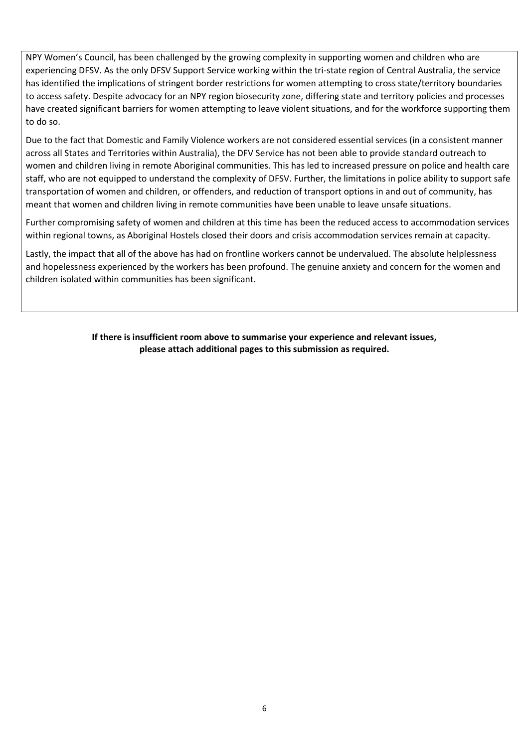NPY Women's Council, has been challenged by the growing complexity in supporting women and children who are experiencing DFSV. As the only DFSV Support Service working within the tri-state region of Central Australia, the service has identified the implications of stringent border restrictions for women attempting to cross state/territory boundaries to access safety. Despite advocacy for an NPY region biosecurity zone, differing state and territory policies and processes have created significant barriers for women attempting to leave violent situations, and for the workforce supporting them to do so.

Due to the fact that Domestic and Family Violence workers are not considered essential services (in a consistent manner across all States and Territories within Australia), the DFV Service has not been able to provide standard outreach to women and children living in remote Aboriginal communities. This has led to increased pressure on police and health care staff, who are not equipped to understand the complexity of DFSV. Further, the limitations in police ability to support safe transportation of women and children, or offenders, and reduction of transport options in and out of community, has meant that women and children living in remote communities have been unable to leave unsafe situations.

Further compromising safety of women and children at this time has been the reduced access to accommodation services within regional towns, as Aboriginal Hostels closed their doors and crisis accommodation services remain at capacity.

Lastly, the impact that all of the above has had on frontline workers cannot be undervalued. The absolute helplessness and hopelessness experienced by the workers has been profound. The genuine anxiety and concern for the women and children isolated within communities has been significant.

**If there is insufficient room above to summarise your experience and relevant issues, please attach additional pages to this submission as required.**